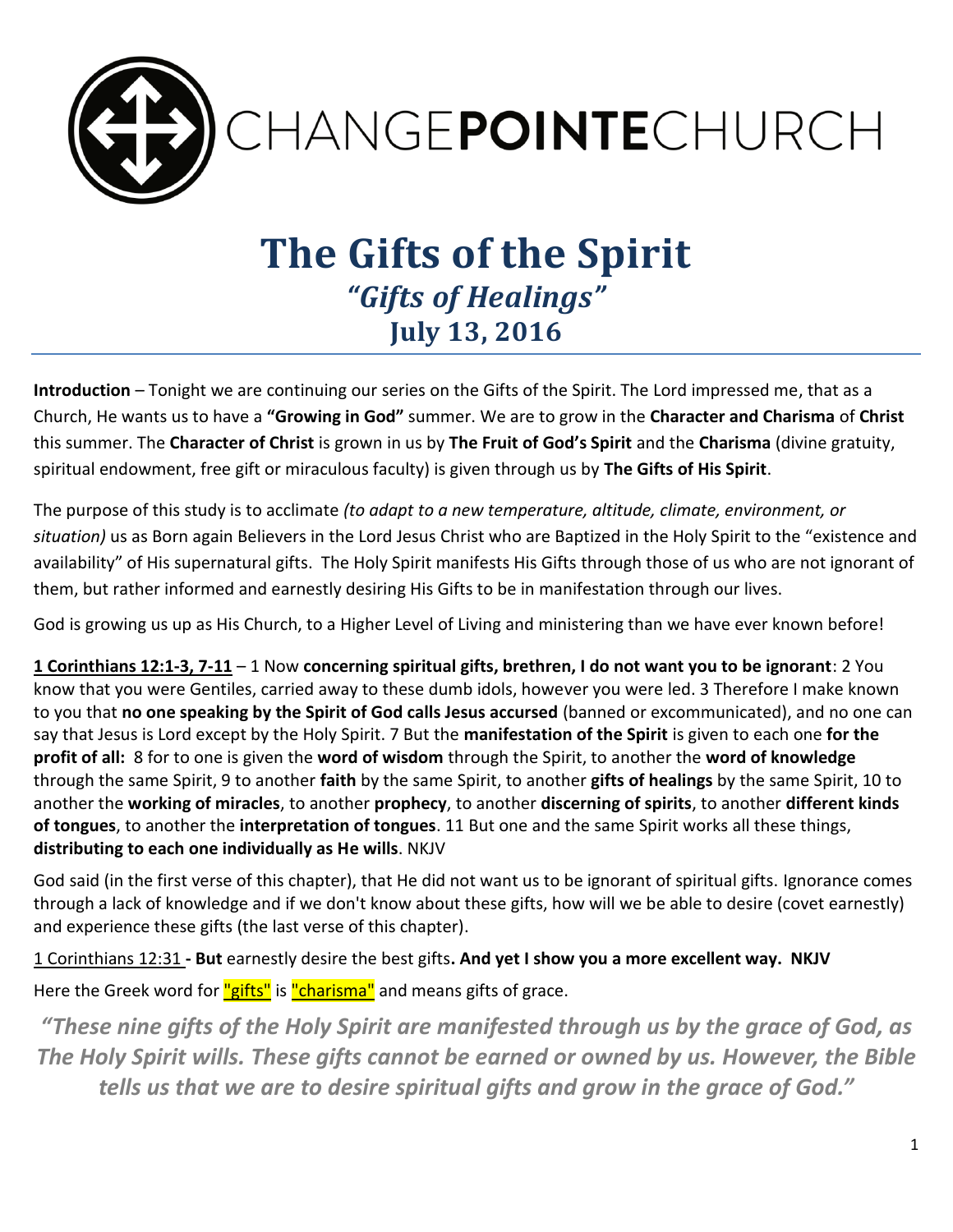CHANGEPOINTECHURCH

# The Gifts of the Spirit
## *"Gifts of Healings"*
## July 13, 2016

**Introduction** – Tonight we are continuing our series on the Gifts of the Spirit. The Lord impressed me, that as a Church, He wants us to have a **"Growing in God"** summer. We are to grow in the **Character and Charisma** of **Christ** this summer. The **Character of Christ** is grown in us by **The Fruit of God's Spirit** and the **Charisma** (divine gratuity, spiritual endowment, free gift or miraculous faculty) is given through us by **The Gifts of His Spirit**.

The purpose of this study is to acclimate *(to adapt to a new temperature, altitude, climate, environment, or situation)* us as Born again Believers in the Lord Jesus Christ who are Baptized in the Holy Spirit to the "existence and availability" of His supernatural gifts. The Holy Spirit manifests His Gifts through those of us who are not ignorant of them, but rather informed and earnestly desiring His Gifts to be in manifestation through our lives.

God is growing us up as His Church, to a Higher Level of Living and ministering than we have ever known before!

**1 Corinthians 12:1-3, 7-11** – 1 Now **concerning spiritual gifts, brethren, I do not want you to be ignorant**: 2 You know that you were Gentiles, carried away to these dumb idols, however you were led. 3 Therefore I make known to you that **no one speaking by the Spirit of God calls Jesus accursed** (banned or excommunicated), and no one can say that Jesus is Lord except by the Holy Spirit. 7 But the **manifestation of the Spirit** is given to each one **for the profit of all:** 8 for to one is given the **word of wisdom** through the Spirit, to another the **word of knowledge** through the same Spirit, 9 to another **faith** by the same Spirit, to another **gifts of healings** by the same Spirit, 10 to another the **working of miracles**, to another **prophecy**, to another **discerning of spirits**, to another **different kinds of tongues**, to another the **interpretation of tongues**. 11 But one and the same Spirit works all these things, **distributing to each one individually as He wills**. NKJV

God said (in the first verse of this chapter), that He did not want us to be ignorant of spiritual gifts. Ignorance comes through a lack of knowledge and if we don't know about these gifts, how will we be able to desire (covet earnestly) and experience these gifts (the last verse of this chapter).

1 Corinthians 12:31 **- But** earnestly desire the best gifts**. And yet I show you a more excellent way. NKJV**

Here the Greek word for "gifts" is "charisma" and means gifts of grace.

***"These nine gifts of the Holy Spirit are manifested through us by the grace of God, as The Holy Spirit wills. These gifts cannot be earned or owned by us. However, the Bible tells us that we are to desire spiritual gifts and grow in the grace of God."***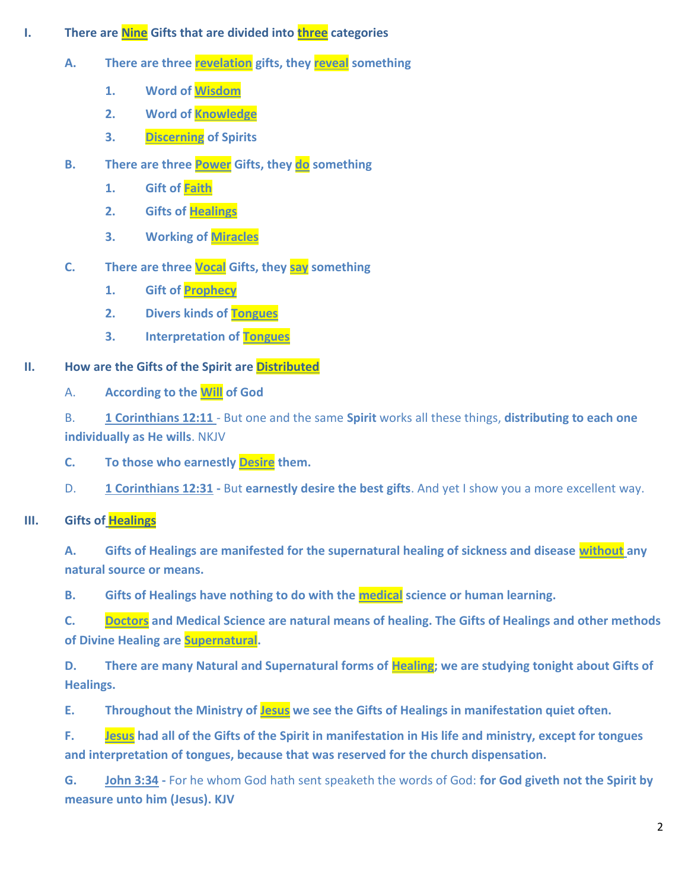I. **There are Nine Gifts that are divided into three categories**

   A. **There are three revelation gifts, they reveal something**

      1. **Word of Wisdom**
      2. **Word of Knowledge**
      3. **Discerning of Spirits**

   B. **There are three Power Gifts, they do something**

      1. **Gift of Faith**
      2. **Gifts of Healings**
      3. **Working of Miracles**

   C. **There are three Vocal Gifts, they say something**

      1. **Gift of Prophecy**
      2. **Divers kinds of Tongues**
      3. **Interpretation of Tongues**

II. **How are the Gifts of the Spirit are Distributed**

   A. **According to the Will of God**

   B. **1 Corinthians 12:11** - But one and the same **Spirit** works all these things, **distributing to each one individually as He wills**. NKJV

   C. **To those who earnestly Desire them.**

   D. **1 Corinthians 12:31 -** But **earnestly desire the best gifts**. And yet I show you a more excellent way.

III. **Gifts of Healings**

   A. **Gifts of Healings are manifested for the supernatural healing of sickness and disease without any natural source or means.**

   B. **Gifts of Healings have nothing to do with the medical science or human learning.**

   C. **Doctors and Medical Science are natural means of healing. The Gifts of Healings and other methods of Divine Healing are Supernatural.**

   D. **There are many Natural and Supernatural forms of Healing; we are studying tonight about Gifts of Healings.**

   E. **Throughout the Ministry of Jesus we see the Gifts of Healings in manifestation quiet often.**

   F. **Jesus had all of the Gifts of the Spirit in manifestation in His life and ministry, except for tongues and interpretation of tongues, because that was reserved for the church dispensation.**

   G. **John 3:34 -** For he whom God hath sent speaketh the words of God: **for God giveth not the Spirit by measure unto him (Jesus). KJV**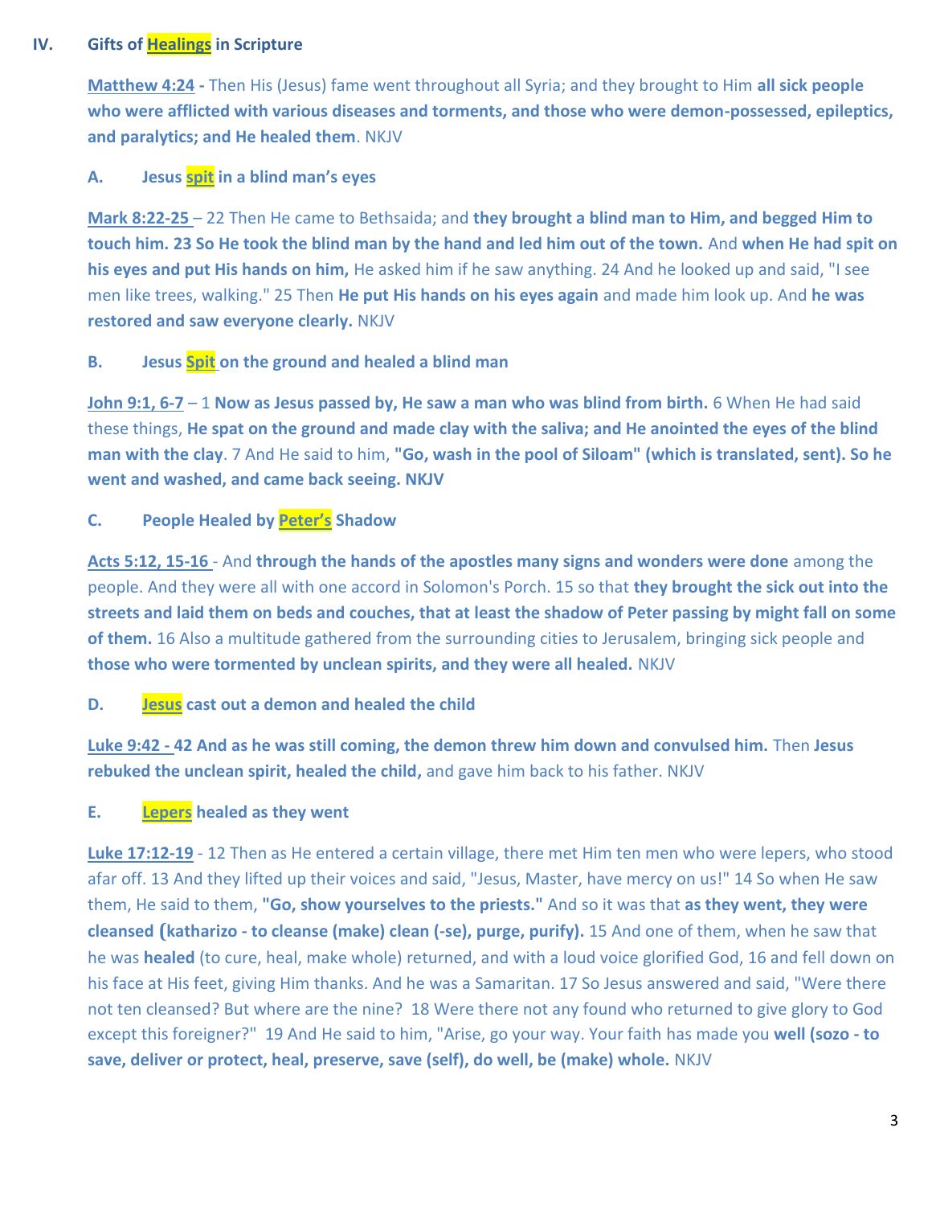## IV. Gifts of Healings in Scripture

**Matthew 4:24** - Then His (Jesus) fame went throughout all Syria; and they brought to Him **all sick people who were afflicted with various diseases and torments, and those who were demon-possessed, epileptics, and paralytics; and He healed them**. NKJV

### A. Jesus spit in a blind man's eyes

**Mark 8:22-25** – 22 Then He came to Bethsaida; and **they brought a blind man to Him, and begged Him to touch him. 23 So He took the blind man by the hand and led him out of the town.** And **when He had spit on his eyes and put His hands on him,** He asked him if he saw anything. 24 And he looked up and said, "I see men like trees, walking." 25 Then **He put His hands on his eyes again** and made him look up. And **he was restored and saw everyone clearly.** NKJV

### B. Jesus Spit on the ground and healed a blind man

**John 9:1, 6-7** – 1 **Now as Jesus passed by, He saw a man who was blind from birth.** 6 When He had said these things, **He spat on the ground and made clay with the saliva; and He anointed the eyes of the blind man with the clay**. 7 And He said to him, **"Go, wash in the pool of Siloam" (which is translated, sent). So he went and washed, and came back seeing. NKJV**

### C. People Healed by Peter's Shadow

**Acts 5:12, 15-16** - And **through the hands of the apostles many signs and wonders were done** among the people. And they were all with one accord in Solomon's Porch. 15 so that **they brought the sick out into the streets and laid them on beds and couches, that at least the shadow of Peter passing by might fall on some of them.** 16 Also a multitude gathered from the surrounding cities to Jerusalem, bringing sick people and **those who were tormented by unclean spirits, and they were all healed.** NKJV

### D. Jesus cast out a demon and healed the child

**Luke 9:42 - 42 And as he was still coming, the demon threw him down and convulsed him.** Then **Jesus rebuked the unclean spirit, healed the child,** and gave him back to his father. NKJV

### E. Lepers healed as they went

**Luke 17:12-19** - 12 Then as He entered a certain village, there met Him ten men who were lepers, who stood afar off. 13 And they lifted up their voices and said, "Jesus, Master, have mercy on us!" 14 So when He saw them, He said to them, **"Go, show yourselves to the priests."** And so it was that **as they went, they were cleansed (katharizo - to cleanse (make) clean (-se), purge, purify).** 15 And one of them, when he saw that he was **healed** (to cure, heal, make whole) returned, and with a loud voice glorified God, 16 and fell down on his face at His feet, giving Him thanks. And he was a Samaritan. 17 So Jesus answered and said, "Were there not ten cleansed? But where are the nine? 18 Were there not any found who returned to give glory to God except this foreigner?" 19 And He said to him, "Arise, go your way. Your faith has made you **well (sozo - to save, deliver or protect, heal, preserve, save (self), do well, be (make) whole.** NKJV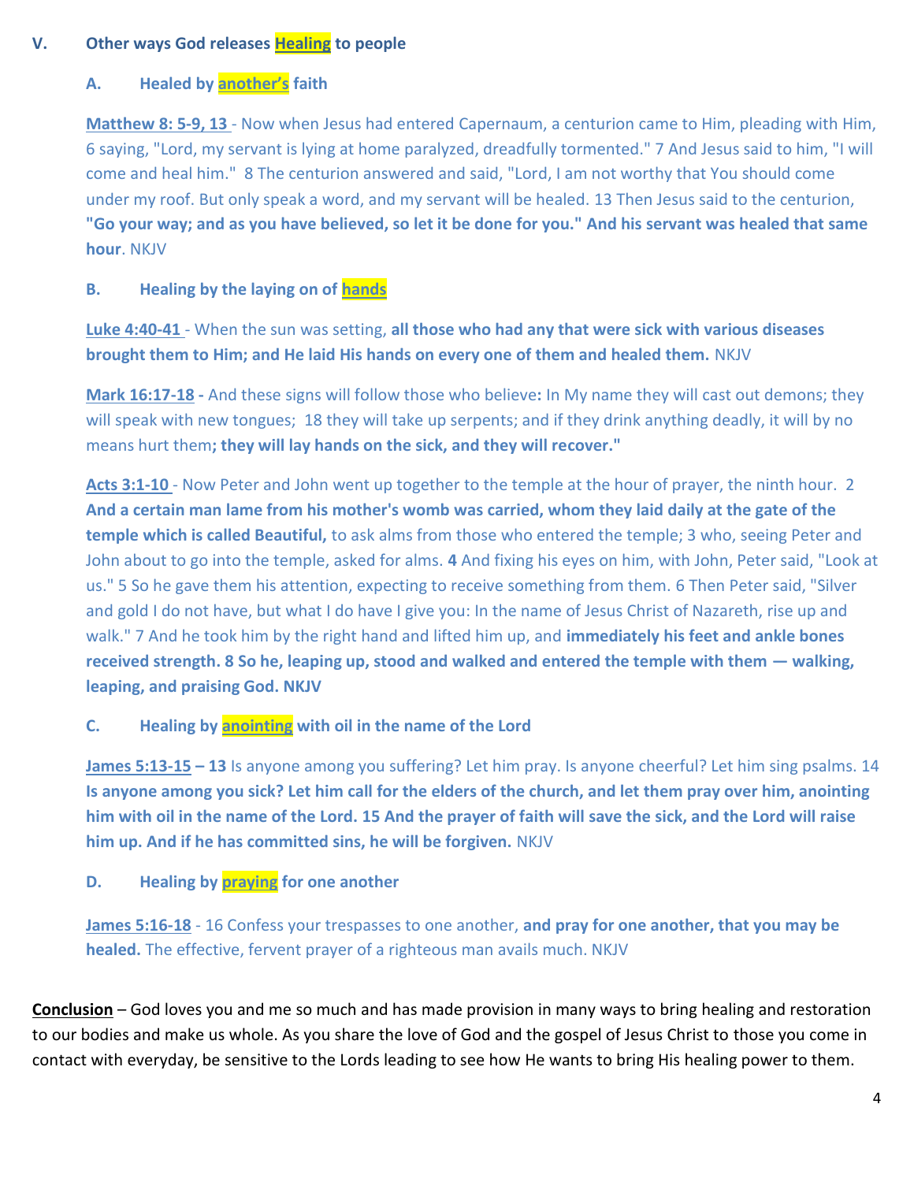## V. Other ways God releases **Healing** to people

### A. Healed by **another's** faith

**Matthew 8: 5-9, 13** - Now when Jesus had entered Capernaum, a centurion came to Him, pleading with Him, 6 saying, "Lord, my servant is lying at home paralyzed, dreadfully tormented." 7 And Jesus said to him, "I will come and heal him." 8 The centurion answered and said, "Lord, I am not worthy that You should come under my roof. But only speak a word, and my servant will be healed. 13 Then Jesus said to the centurion, **"Go your way; and as you have believed, so let it be done for you." And his servant was healed that same hour**. NKJV

### B. Healing by the laying on of **hands**

**Luke 4:40-41** - When the sun was setting, **all those who had any that were sick with various diseases brought them to Him; and He laid His hands on every one of them and healed them.** NKJV

**Mark 16:17-18** - And these signs will follow those who believe**:** In My name they will cast out demons; they will speak with new tongues; 18 they will take up serpents; and if they drink anything deadly, it will by no means hurt them**; they will lay hands on the sick, and they will recover."**

**Acts 3:1-10** - Now Peter and John went up together to the temple at the hour of prayer, the ninth hour. 2 **And a certain man lame from his mother's womb was carried, whom they laid daily at the gate of the temple which is called Beautiful,** to ask alms from those who entered the temple; 3 who, seeing Peter and John about to go into the temple, asked for alms. **4** And fixing his eyes on him, with John, Peter said, "Look at us." 5 So he gave them his attention, expecting to receive something from them. 6 Then Peter said, "Silver and gold I do not have, but what I do have I give you: In the name of Jesus Christ of Nazareth, rise up and walk." 7 And he took him by the right hand and lifted him up, and **immediately his feet and ankle bones received strength. 8 So he, leaping up, stood and walked and entered the temple with them — walking, leaping, and praising God. NKJV**

### C. Healing by **anointing** with oil in the name of the Lord

**James 5:13-15 – 13** Is anyone among you suffering? Let him pray. Is anyone cheerful? Let him sing psalms. 14 **Is anyone among you sick? Let him call for the elders of the church, and let them pray over him, anointing him with oil in the name of the Lord. 15 And the prayer of faith will save the sick, and the Lord will raise him up. And if he has committed sins, he will be forgiven.** NKJV

### D. Healing by **praying** for one another

**James 5:16-18** - 16 Confess your trespasses to one another, **and pray for one another, that you may be healed.** The effective, fervent prayer of a righteous man avails much. NKJV

**Conclusion** – God loves you and me so much and has made provision in many ways to bring healing and restoration to our bodies and make us whole. As you share the love of God and the gospel of Jesus Christ to those you come in contact with everyday, be sensitive to the Lords leading to see how He wants to bring His healing power to them.